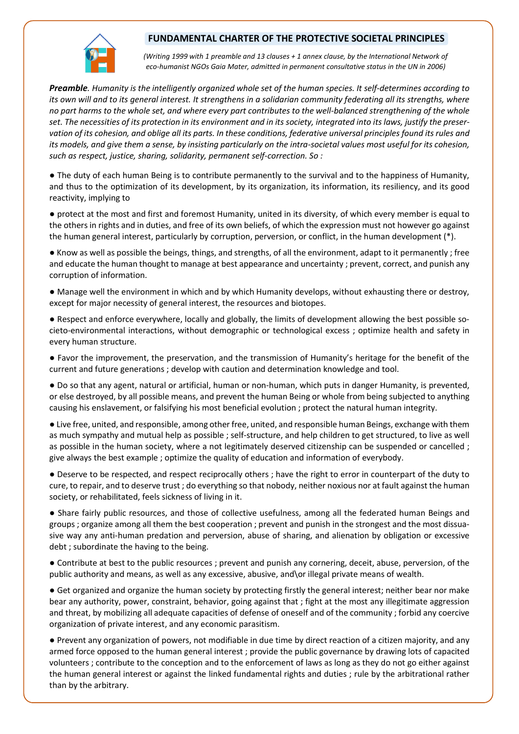# FUNDAMENTAL CHARTER OF THE PROTECTIVE SOCIETAL PRINCIPLES

*(Writing 1999 with 1 preamble and 13 clauses + 1 annex clause, by the International Network of eco-humanist NGOs Gaia Mater, admitted in permanent consultative status in the UN in 2006)*

***Preamble**. Humanity is the intelligently organized whole set of the human species. It self-determines according to its own will and to its general interest. It strengthens in a solidarian community federating all its strengths, where no part harms to the whole set, and where every part contributes to the well-balanced strengthening of the whole set. The necessities of its protection in its environment and in its society, integrated into its laws, justify the preservation of its cohesion, and oblige all its parts. In these conditions, federative universal principles found its rules and its models, and give them a sense, by insisting particularly on the intra-societal values most useful for its cohesion, such as respect, justice, sharing, solidarity, permanent self-correction. So :*

● The duty of each human Being is to contribute permanently to the survival and to the happiness of Humanity, and thus to the optimization of its development, by its organization, its information, its resiliency, and its good reactivity, implying to

● protect at the most and first and foremost Humanity, united in its diversity, of which every member is equal to the others in rights and in duties, and free of its own beliefs, of which the expression must not however go against the human general interest, particularly by corruption, perversion, or conflict, in the human development (*).

● Know as well as possible the beings, things, and strengths, of all the environment, adapt to it permanently ; free and educate the human thought to manage at best appearance and uncertainty ; prevent, correct, and punish any corruption of information.

● Manage well the environment in which and by which Humanity develops, without exhausting there or destroy, except for major necessity of general interest, the resources and biotopes.

● Respect and enforce everywhere, locally and globally, the limits of development allowing the best possible societo-environmental interactions, without demographic or technological excess ; optimize health and safety in every human structure.

● Favor the improvement, the preservation, and the transmission of Humanity's heritage for the benefit of the current and future generations ; develop with caution and determination knowledge and tool.

● Do so that any agent, natural or artificial, human or non-human, which puts in danger Humanity, is prevented, or else destroyed, by all possible means, and prevent the human Being or whole from being subjected to anything causing his enslavement, or falsifying his most beneficial evolution ; protect the natural human integrity.

● Live free, united, and responsible, among other free, united, and responsible human Beings, exchange with them as much sympathy and mutual help as possible ; self-structure, and help children to get structured, to live as well as possible in the human society, where a not legitimately deserved citizenship can be suspended or cancelled ; give always the best example ; optimize the quality of education and information of everybody.

● Deserve to be respected, and respect reciprocally others ; have the right to error in counterpart of the duty to cure, to repair, and to deserve trust ; do everything so that nobody, neither noxious nor at fault against the human society, or rehabilitated, feels sickness of living in it.

● Share fairly public resources, and those of collective usefulness, among all the federated human Beings and groups ; organize among all them the best cooperation ; prevent and punish in the strongest and the most dissuasive way any anti-human predation and perversion, abuse of sharing, and alienation by obligation or excessive debt ; subordinate the having to the being.

● Contribute at best to the public resources ; prevent and punish any cornering, deceit, abuse, perversion, of the public authority and means, as well as any excessive, abusive, and\or illegal private means of wealth.

● Get organized and organize the human society by protecting firstly the general interest; neither bear nor make bear any authority, power, constraint, behavior, going against that ; fight at the most any illegitimate aggression and threat, by mobilizing all adequate capacities of defense of oneself and of the community ; forbid any coercive organization of private interest, and any economic parasitism.

● Prevent any organization of powers, not modifiable in due time by direct reaction of a citizen majority, and any armed force opposed to the human general interest ; provide the public governance by drawing lots of capacited volunteers ; contribute to the conception and to the enforcement of laws as long as they do not go either against the human general interest or against the linked fundamental rights and duties ; rule by the arbitrational rather than by the arbitrary.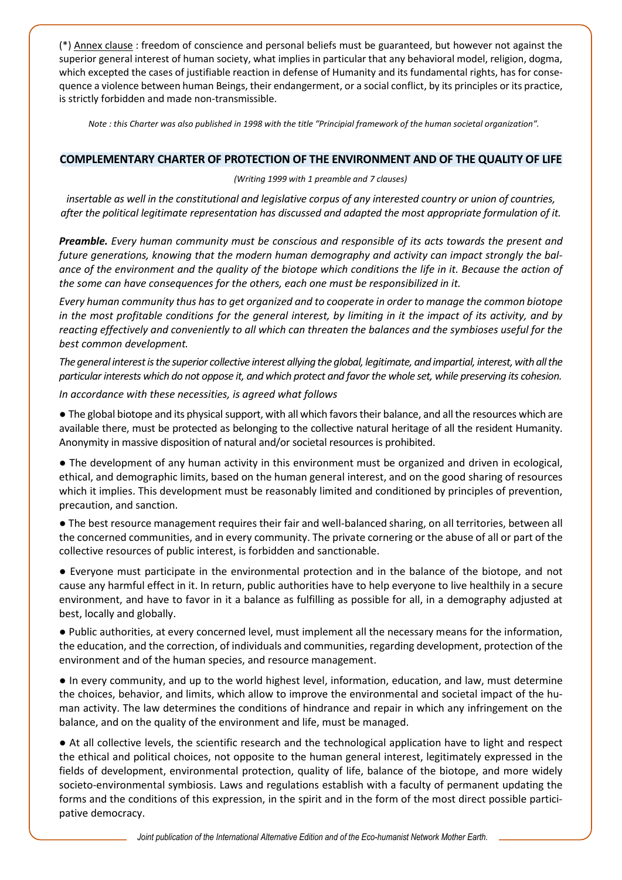(*) Annex clause : freedom of conscience and personal beliefs must be guaranteed, but however not against the superior general interest of human society, what implies in particular that any behavioral model, religion, dogma, which excepted the cases of justifiable reaction in defense of Humanity and its fundamental rights, has for consequence a violence between human Beings, their endangerment, or a social conflict, by its principles or its practice, is strictly forbidden and made non-transmissible.

*Note : this Charter was also published in 1998 with the title "Principial framework of the human societal organization".*

## COMPLEMENTARY CHARTER OF PROTECTION OF THE ENVIRONMENT AND OF THE QUALITY OF LIFE

*(Writing 1999 with 1 preamble and 7 clauses)*

*insertable as well in the constitutional and legislative corpus of any interested country or union of countries, after the political legitimate representation has discussed and adapted the most appropriate formulation of it.*

***Preamble.*** *Every human community must be conscious and responsible of its acts towards the present and future generations, knowing that the modern human demography and activity can impact strongly the balance of the environment and the quality of the biotope which conditions the life in it. Because the action of the some can have consequences for the others, each one must be responsibilized in it.*

*Every human community thus has to get organized and to cooperate in order to manage the common biotope in the most profitable conditions for the general interest, by limiting in it the impact of its activity, and by reacting effectively and conveniently to all which can threaten the balances and the symbioses useful for the best common development.*

*The general interest is the superior collective interest allying the global, legitimate, and impartial, interest, with all the particular interests which do not oppose it, and which protect and favor the whole set, while preserving its cohesion.*

*In accordance with these necessities, is agreed what follows*

● The global biotope and its physical support, with all which favors their balance, and all the resources which are available there, must be protected as belonging to the collective natural heritage of all the resident Humanity. Anonymity in massive disposition of natural and/or societal resources is prohibited.

● The development of any human activity in this environment must be organized and driven in ecological, ethical, and demographic limits, based on the human general interest, and on the good sharing of resources which it implies. This development must be reasonably limited and conditioned by principles of prevention, precaution, and sanction.

● The best resource management requires their fair and well-balanced sharing, on all territories, between all the concerned communities, and in every community. The private cornering or the abuse of all or part of the collective resources of public interest, is forbidden and sanctionable.

● Everyone must participate in the environmental protection and in the balance of the biotope, and not cause any harmful effect in it. In return, public authorities have to help everyone to live healthily in a secure environment, and have to favor in it a balance as fulfilling as possible for all, in a demography adjusted at best, locally and globally.

● Public authorities, at every concerned level, must implement all the necessary means for the information, the education, and the correction, of individuals and communities, regarding development, protection of the environment and of the human species, and resource management.

● In every community, and up to the world highest level, information, education, and law, must determine the choices, behavior, and limits, which allow to improve the environmental and societal impact of the human activity. The law determines the conditions of hindrance and repair in which any infringement on the balance, and on the quality of the environment and life, must be managed.

● At all collective levels, the scientific research and the technological application have to light and respect the ethical and political choices, not opposite to the human general interest, legitimately expressed in the fields of development, environmental protection, quality of life, balance of the biotope, and more widely societo-environmental symbiosis. Laws and regulations establish with a faculty of permanent updating the forms and the conditions of this expression, in the spirit and in the form of the most direct possible participative democracy.

*Joint publication of the International Alternative Edition and of the Eco-humanist Network Mother Earth.*